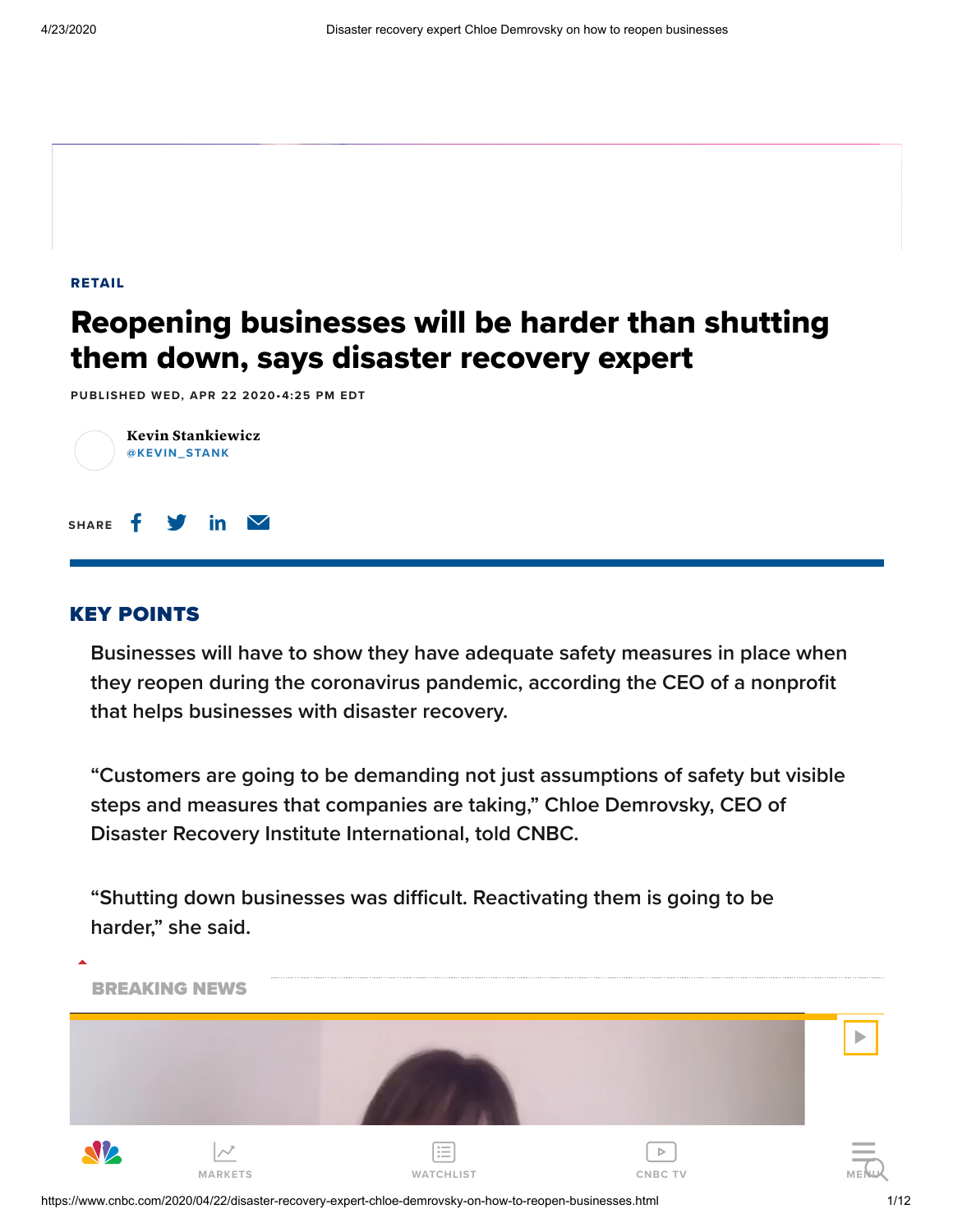RETAIL

# Reopening businesses will be harder than shutting them down, says disaster recovery expert

PUBLISHED WED, APR 22 2020•4:25 PM EDT

**Kevin Stankiewicz**
@KEVIN_STANK

SHARE

## KEY POINTS

- Businesses will have to show they have adequate safety measures in place when they reopen during the coronavirus pandemic, according the CEO of a nonprofit that helps businesses with disaster recovery.

- "Customers are going to be demanding not just assumptions of safety but visible steps and measures that companies are taking," Chloe Demrovsky, CEO of Disaster Recovery Institute International, told CNBC.

- "Shutting down businesses was difficult. Reactivating them is going to be harder," she said.

BREAKING NEWS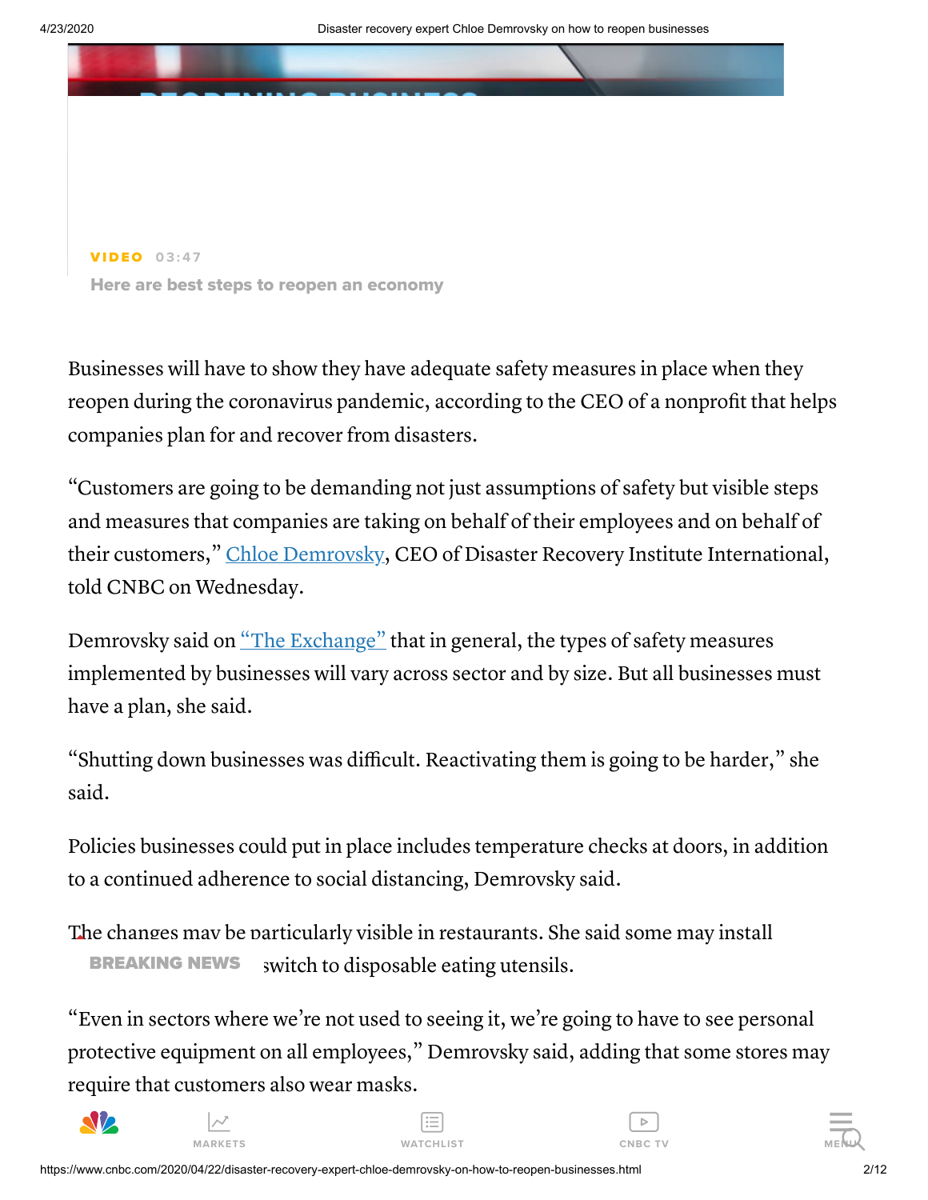VIDEO 03:47

Here are best steps to reopen an economy

Businesses will have to show they have adequate safety measures in place when they reopen during the coronavirus pandemic, according to the CEO of a nonprofit that helps companies plan for and recover from disasters.

"Customers are going to be demanding not just assumptions of safety but visible steps and measures that companies are taking on behalf of their employees and on behalf of their customers," Chloe Demrovsky, CEO of Disaster Recovery Institute International, told CNBC on Wednesday.

Demrovsky said on "The Exchange" that in general, the types of safety measures implemented by businesses will vary across sector and by size. But all businesses must have a plan, she said.

"Shutting down businesses was difficult. Reactivating them is going to be harder," she said.

Policies businesses could put in place includes temperature checks at doors, in addition to a continued adherence to social distancing, Demrovsky said.

The changes may be particularly visible in restaurants. She said some may install ... switch to disposable eating utensils.

"Even in sectors where we're not used to seeing it, we're going to have to see personal protective equipment on all employees," Demrovsky said, adding that some stores may require that customers also wear masks.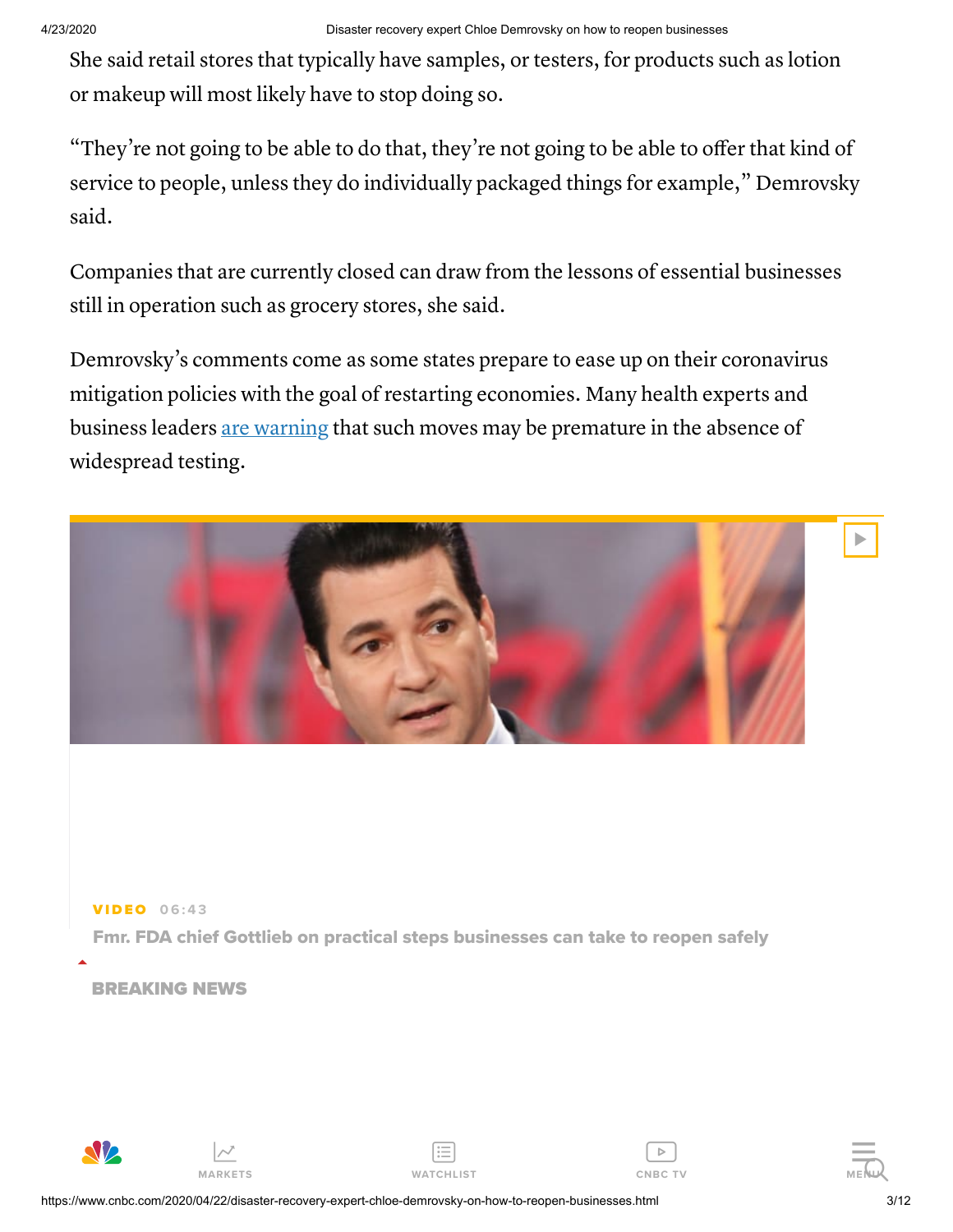She said retail stores that typically have samples, or testers, for products such as lotion or makeup will most likely have to stop doing so.

"They're not going to be able to do that, they're not going to be able to offer that kind of service to people, unless they do individually packaged things for example," Demrovsky said.

Companies that are currently closed can draw from the lessons of essential businesses still in operation such as grocery stores, she said.

Demrovsky's comments come as some states prepare to ease up on their coronavirus mitigation policies with the goal of restarting economies. Many health experts and business leaders are warning that such moves may be premature in the absence of widespread testing.

VIDEO 06:43

Fmr. FDA chief Gottlieb on practical steps businesses can take to reopen safely

BREAKING NEWS